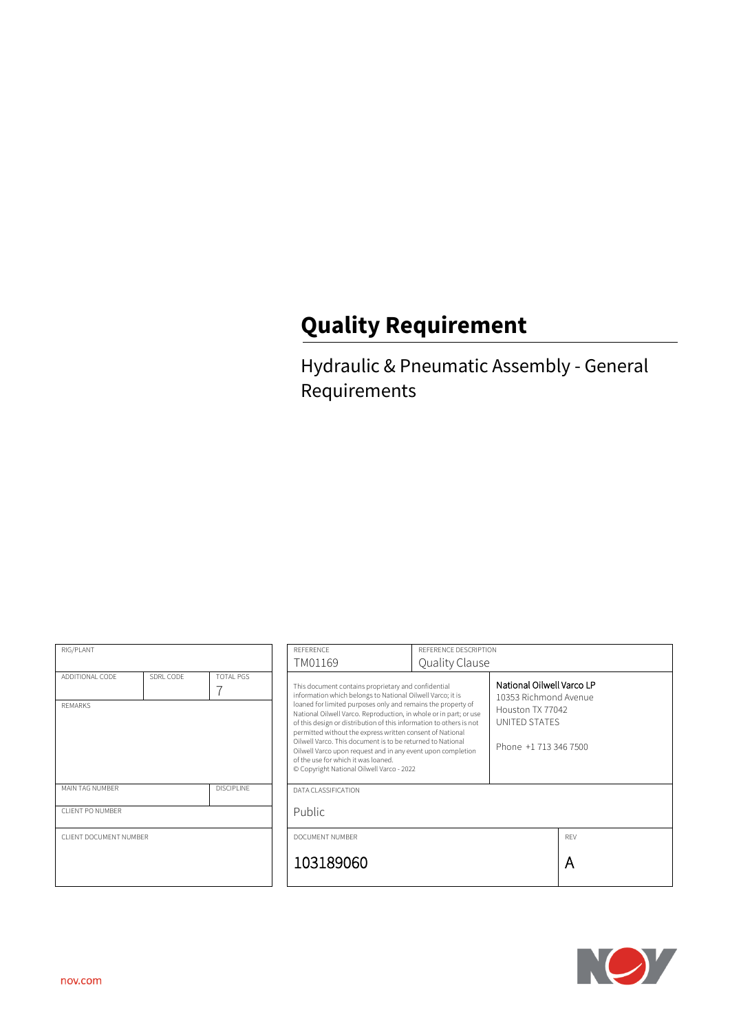# Quality Requirement

## Hydraulic & Pneumatic Assembly - General Requirements

| RIG/PLANT | | |
|---|---|---|
| ADDITIONAL CODE | SDRL CODE | TOTAL PGS 7 |
| REMARKS | | |
| MAIN TAG NUMBER | | DISCIPLINE |
| CLIENT PO NUMBER | | |
| CLIENT DOCUMENT NUMBER | | |

| REFERENCE | REFERENCE DESCRIPTION |
|---|---|
| TM01169 | Quality Clause |

This document contains proprietary and confidential information which belongs to National Oilwell Varco; it is loaned for limited purposes only and remains the property of National Oilwell Varco. Reproduction, in whole or in part; or use of this design or distribution of this information to others is not permitted without the express written consent of National Oilwell Varco. This document is to be returned to National Oilwell Varco upon request and in any event upon completion of the use for which it was loaned.
© Copyright National Oilwell Varco - 2022

National Oilwell Varco LP
10353 Richmond Avenue
Houston TX 77042
UNITED STATES

Phone +1 713 346 7500

DATA CLASSIFICATION

Public

| DOCUMENT NUMBER | REV |
|---|---|
| 103189060 | A |

nov.com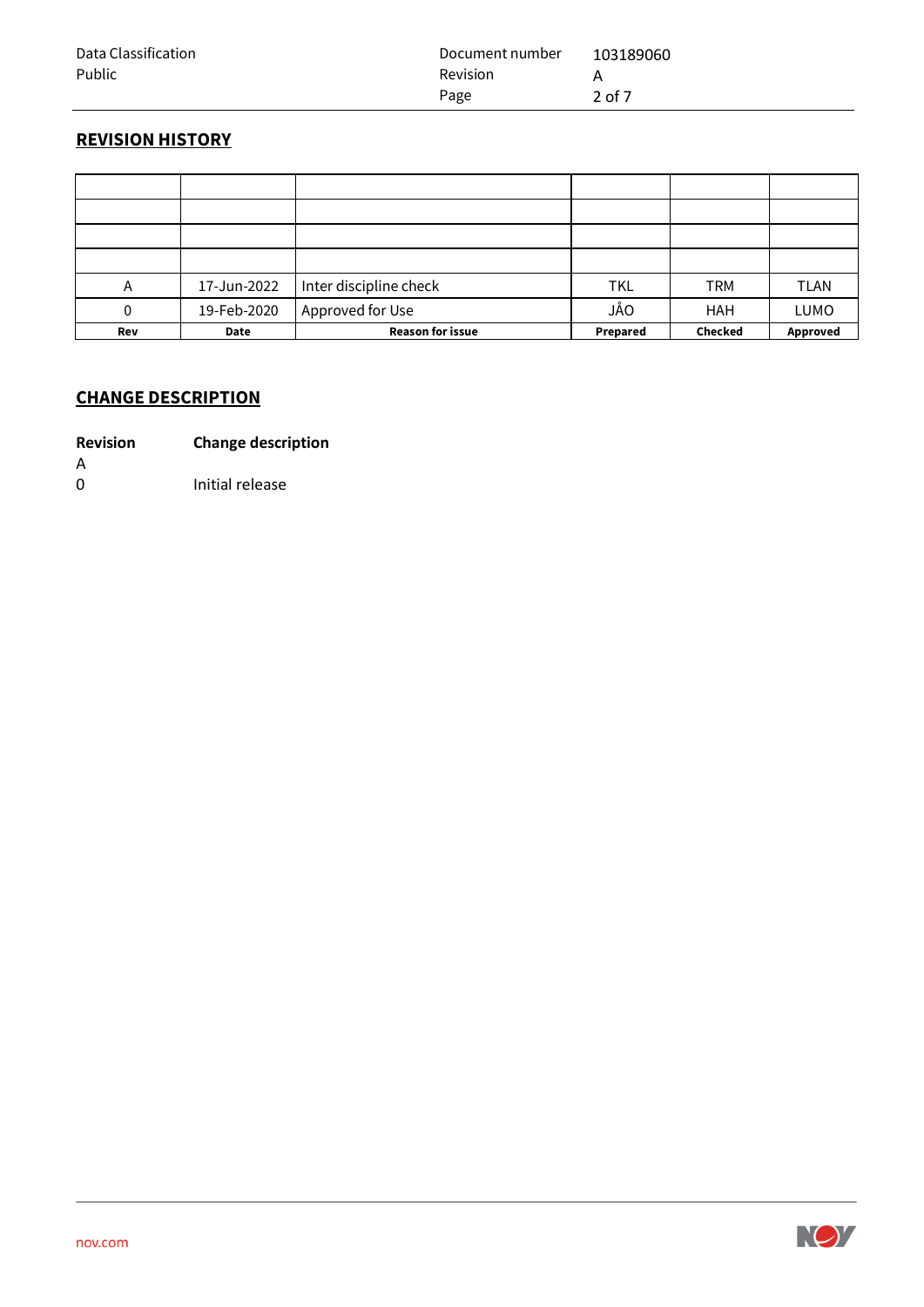## REVISION HISTORY

| Rev | Date | Reason for issue | Prepared | Checked | Approved |
|---|---|---|---|---|---|
| | | | | | |
| | | | | | |
| | | | | | |
| | | | | | |
| A | 17-Jun-2022 | Inter discipline check | TKL | TRM | TLAN |
| 0 | 19-Feb-2020 | Approved for Use | JÅO | HAH | LUMO |

## CHANGE DESCRIPTION

| Revision | Change description |
|---|---|
| A | |
| 0 | Initial release |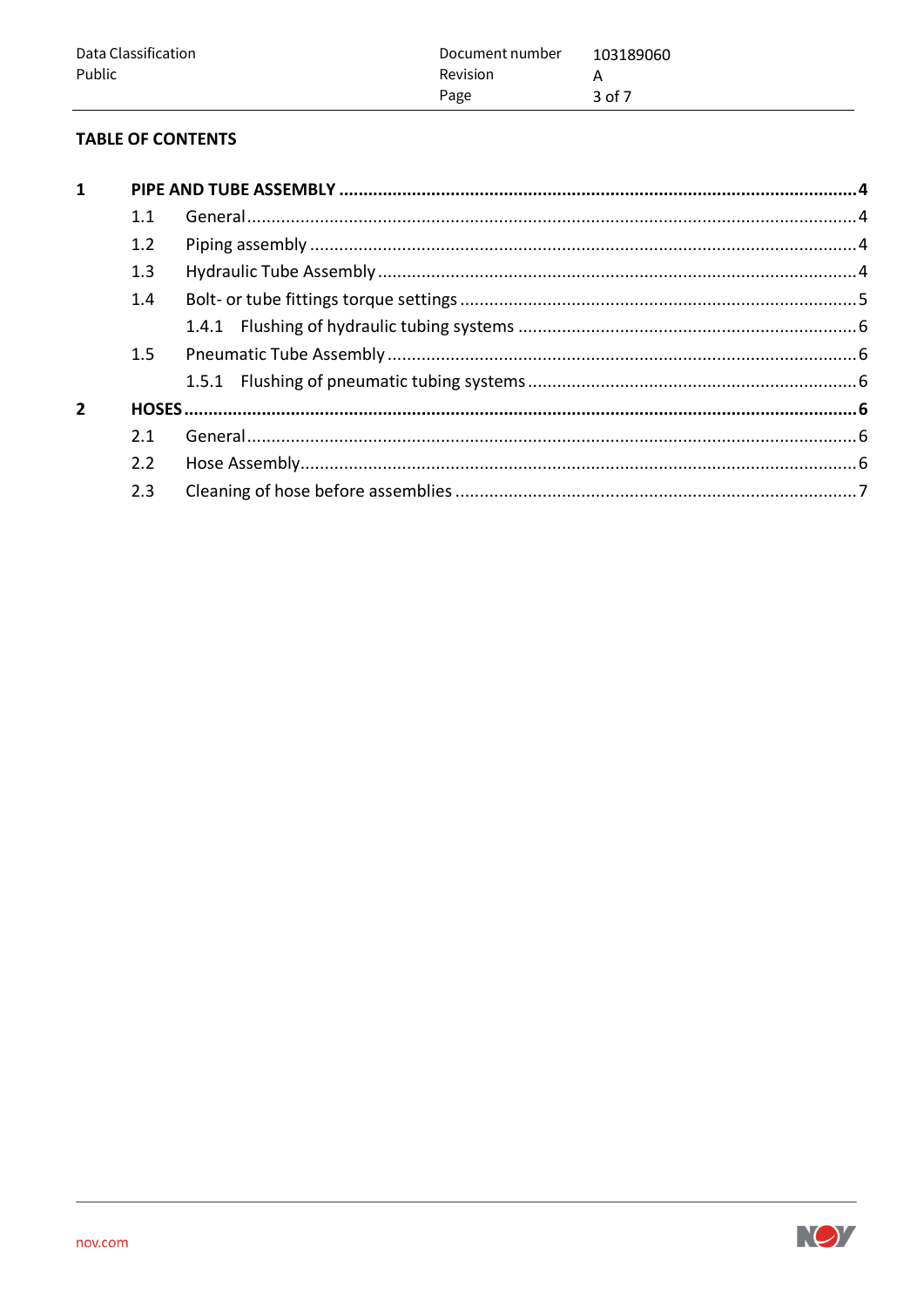**TABLE OF CONTENTS**

**1 PIPE AND TUBE ASSEMBLY .......... 4**
- 1.1 General .......... 4
- 1.2 Piping assembly .......... 4
- 1.3 Hydraulic Tube Assembly .......... 4
- 1.4 Bolt- or tube fittings torque settings .......... 5
  - 1.4.1 Flushing of hydraulic tubing systems .......... 6
- 1.5 Pneumatic Tube Assembly .......... 6
  - 1.5.1 Flushing of pneumatic tubing systems .......... 6

**2 HOSES .......... 6**
- 2.1 General .......... 6
- 2.2 Hose Assembly .......... 6
- 2.3 Cleaning of hose before assemblies .......... 7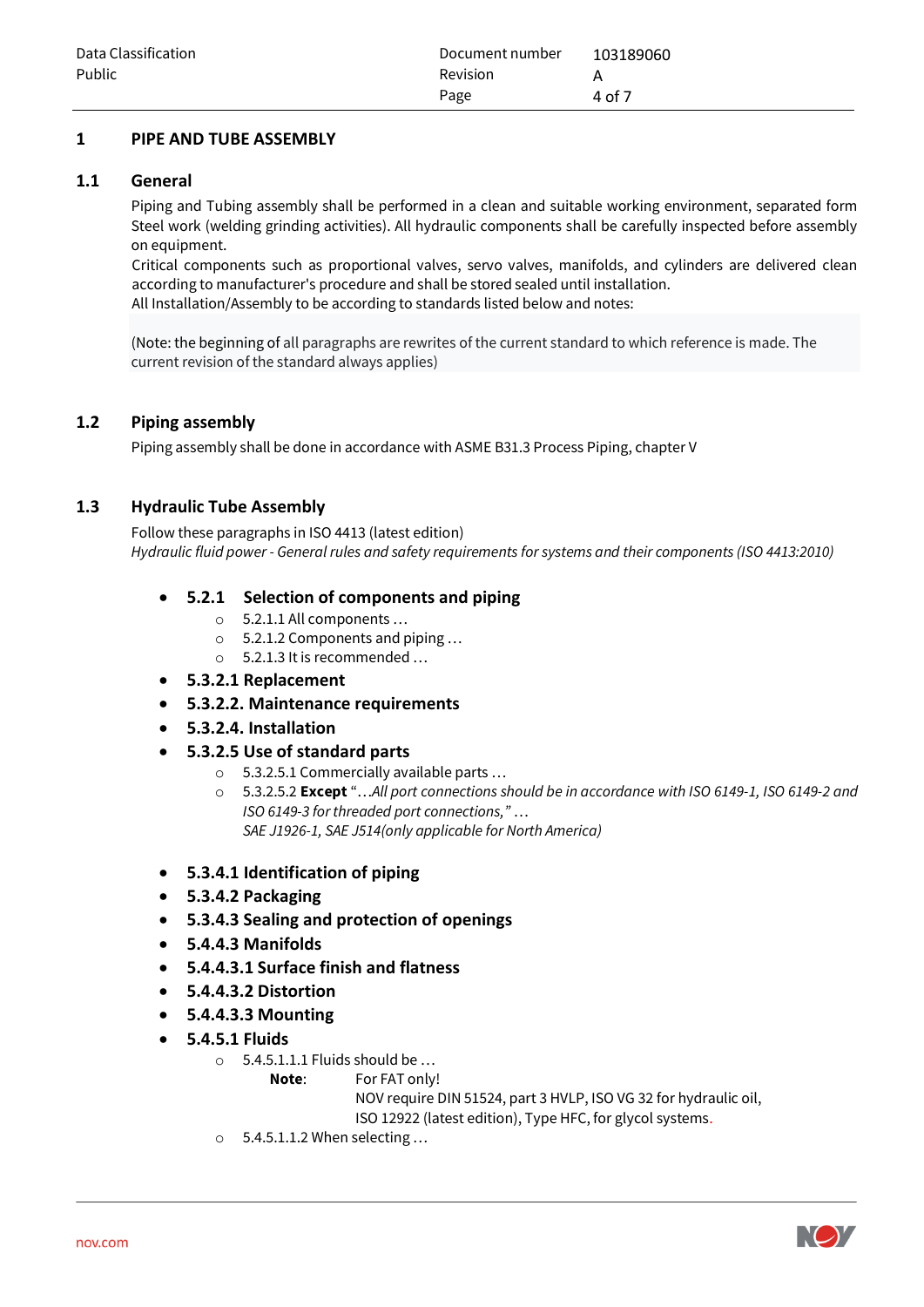# 1 PIPE AND TUBE ASSEMBLY

## 1.1 General

Piping and Tubing assembly shall be performed in a clean and suitable working environment, separated form Steel work (welding grinding activities). All hydraulic components shall be carefully inspected before assembly on equipment.

Critical components such as proportional valves, servo valves, manifolds, and cylinders are delivered clean according to manufacturer's procedure and shall be stored sealed until installation.

All Installation/Assembly to be according to standards listed below and notes:

(Note: the beginning of all paragraphs are rewrites of the current standard to which reference is made. The current revision of the standard always applies)

## 1.2 Piping assembly

Piping assembly shall be done in accordance with ASME B31.3 Process Piping, chapter V

## 1.3 Hydraulic Tube Assembly

Follow these paragraphs in ISO 4413 (latest edition)

*Hydraulic fluid power - General rules and safety requirements for systems and their components (ISO 4413:2010)*

- **5.2.1 Selection of components and piping**
  - 5.2.1.1 All components …
  - 5.2.1.2 Components and piping …
  - 5.2.1.3 It is recommended …
- **5.3.2.1 Replacement**
- **5.3.2.2. Maintenance requirements**
- **5.3.2.4. Installation**
- **5.3.2.5 Use of standard parts**
  - 5.3.2.5.1 Commercially available parts …
  - 5.3.2.5.2 **Except** "…*All port connections should be in accordance with ISO 6149-1, ISO 6149-2 and ISO 6149-3 for threaded port connections,"* …
    *SAE J1926-1, SAE J514(only applicable for North America)*
- **5.3.4.1 Identification of piping**
- **5.3.4.2 Packaging**
- **5.3.4.3 Sealing and protection of openings**
- **5.4.4.3 Manifolds**
- **5.4.4.3.1 Surface finish and flatness**
- **5.4.4.3.2 Distortion**
- **5.4.4.3.3 Mounting**
- **5.4.5.1 Fluids**
  - 5.4.5.1.1.1 Fluids should be …

    **Note**: For FAT only!
    NOV require DIN 51524, part 3 HVLP, ISO VG 32 for hydraulic oil, ISO 12922 (latest edition), Type HFC, for glycol systems.
  - 5.4.5.1.1.2 When selecting …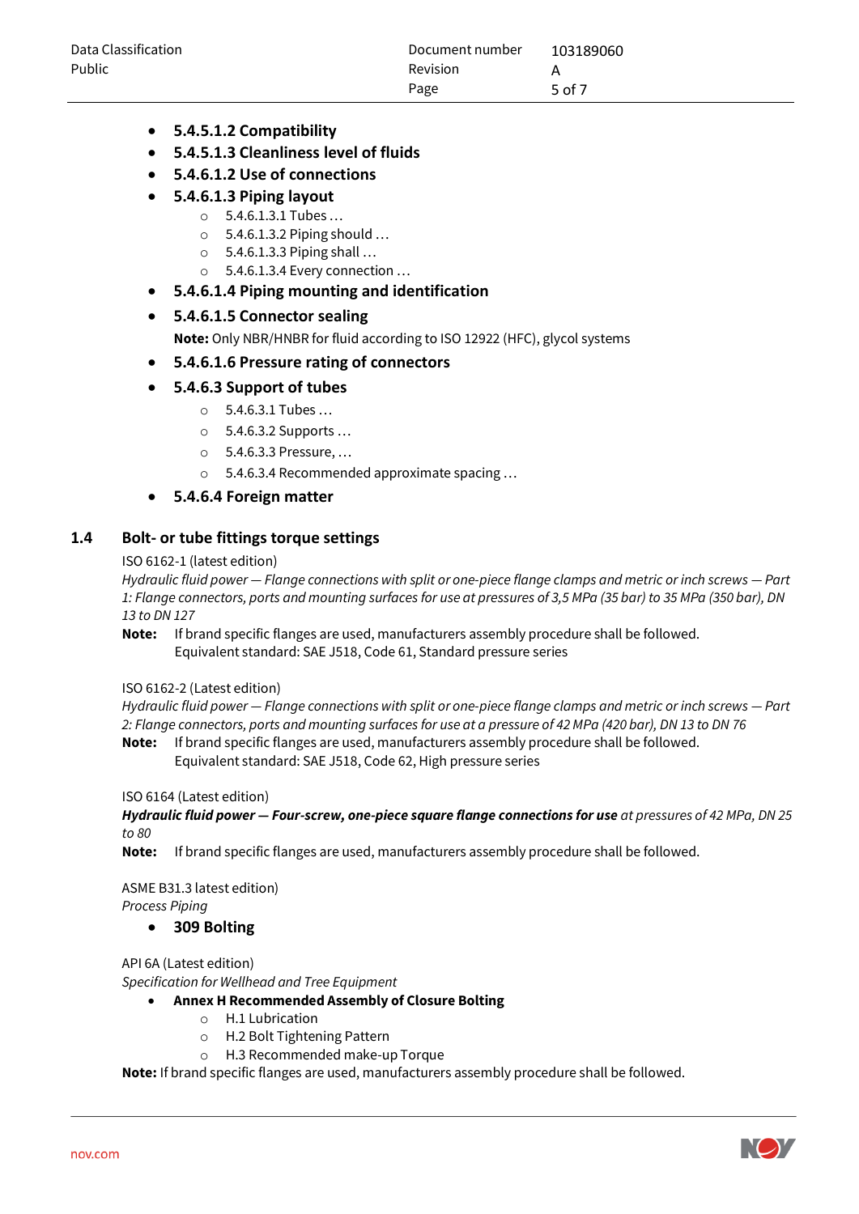- **5.4.5.1.2 Compatibility**
- **5.4.5.1.3 Cleanliness level of fluids**
- **5.4.6.1.2 Use of connections**
- **5.4.6.1.3 Piping layout**
  - 5.4.6.1.3.1 Tubes …
  - 5.4.6.1.3.2 Piping should …
  - 5.4.6.1.3.3 Piping shall …
  - 5.4.6.1.3.4 Every connection …
- **5.4.6.1.4 Piping mounting and identification**
- **5.4.6.1.5 Connector sealing**

  **Note:** Only NBR/HNBR for fluid according to ISO 12922 (HFC), glycol systems
- **5.4.6.1.6 Pressure rating of connectors**
- **5.4.6.3 Support of tubes**
  - 5.4.6.3.1 Tubes …
  - 5.4.6.3.2 Supports …
  - 5.4.6.3.3 Pressure, …
  - 5.4.6.3.4 Recommended approximate spacing …
- **5.4.6.4 Foreign matter**

## 1.4 Bolt- or tube fittings torque settings

ISO 6162-1 (latest edition)

*Hydraulic fluid power — Flange connections with split or one-piece flange clamps and metric or inch screws — Part 1: Flange connectors, ports and mounting surfaces for use at pressures of 3,5 MPa (35 bar) to 35 MPa (350 bar), DN 13 to DN 127*

**Note:** If brand specific flanges are used, manufacturers assembly procedure shall be followed.
Equivalent standard: SAE J518, Code 61, Standard pressure series

ISO 6162-2 (Latest edition)

*Hydraulic fluid power — Flange connections with split or one-piece flange clamps and metric or inch screws — Part 2: Flange connectors, ports and mounting surfaces for use at a pressure of 42 MPa (420 bar), DN 13 to DN 76*

**Note:** If brand specific flanges are used, manufacturers assembly procedure shall be followed.
Equivalent standard: SAE J518, Code 62, High pressure series

ISO 6164 (Latest edition)

***Hydraulic fluid power — Four-screw, one-piece square flange connections for use** at pressures of 42 MPa, DN 25 to 80*

**Note:** If brand specific flanges are used, manufacturers assembly procedure shall be followed.

ASME B31.3 latest edition)

*Process Piping*

- **309 Bolting**

API 6A (Latest edition)

*Specification for Wellhead and Tree Equipment*

- **Annex H Recommended Assembly of Closure Bolting**
  - H.1 Lubrication
  - H.2 Bolt Tightening Pattern
  - H.3 Recommended make-up Torque

**Note:** If brand specific flanges are used, manufacturers assembly procedure shall be followed.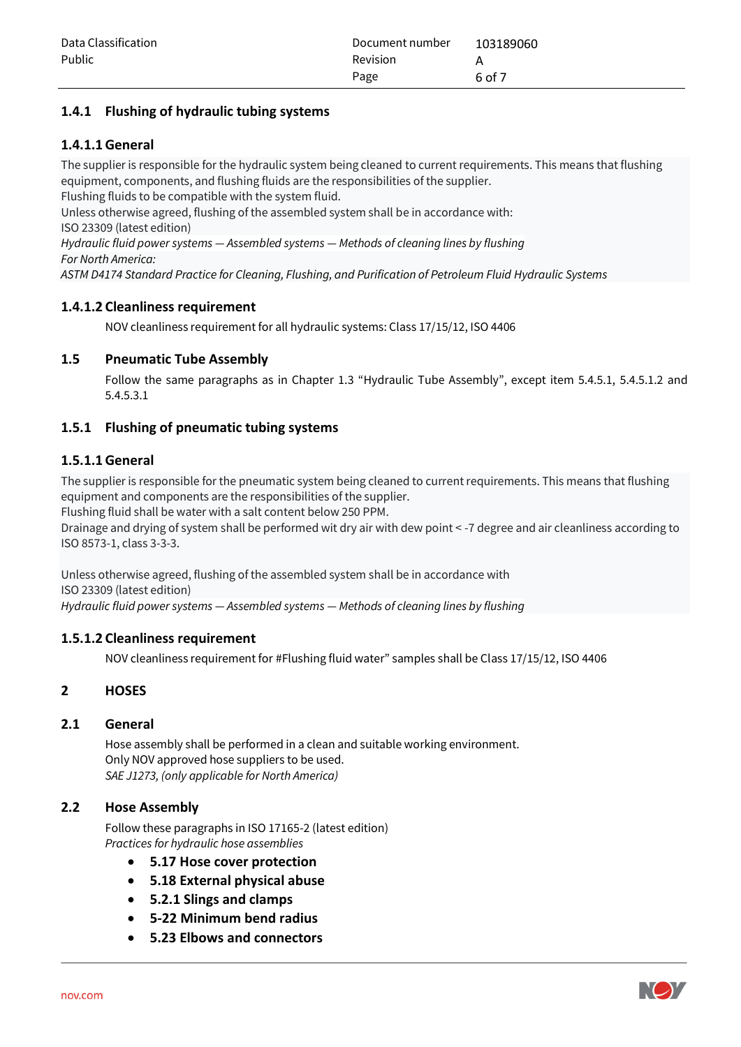### 1.4.1 Flushing of hydraulic tubing systems

#### 1.4.1.1 General

The supplier is responsible for the hydraulic system being cleaned to current requirements. This means that flushing equipment, components, and flushing fluids are the responsibilities of the supplier.
Flushing fluids to be compatible with the system fluid.
Unless otherwise agreed, flushing of the assembled system shall be in accordance with:
ISO 23309 (latest edition)
*Hydraulic fluid power systems — Assembled systems — Methods of cleaning lines by flushing*
*For North America:*
*ASTM D4174 Standard Practice for Cleaning, Flushing, and Purification of Petroleum Fluid Hydraulic Systems*

#### 1.4.1.2 Cleanliness requirement

NOV cleanliness requirement for all hydraulic systems: Class 17/15/12, ISO 4406

## 1.5 Pneumatic Tube Assembly

Follow the same paragraphs as in Chapter 1.3 “Hydraulic Tube Assembly”, except item 5.4.5.1, 5.4.5.1.2 and 5.4.5.3.1

### 1.5.1 Flushing of pneumatic tubing systems

#### 1.5.1.1 General

The supplier is responsible for the pneumatic system being cleaned to current requirements. This means that flushing equipment and components are the responsibilities of the supplier.
Flushing fluid shall be water with a salt content below 250 PPM.
Drainage and drying of system shall be performed wit dry air with dew point < -7 degree and air cleanliness according to ISO 8573-1, class 3-3-3.

Unless otherwise agreed, flushing of the assembled system shall be in accordance with
ISO 23309 (latest edition)
*Hydraulic fluid power systems — Assembled systems — Methods of cleaning lines by flushing*

#### 1.5.1.2 Cleanliness requirement

NOV cleanliness requirement for #Flushing fluid water” samples shall be Class 17/15/12, ISO 4406

# 2 HOSES

## 2.1 General

Hose assembly shall be performed in a clean and suitable working environment.
Only NOV approved hose suppliers to be used.
*SAE J1273, (only applicable for North America)*

## 2.2 Hose Assembly

Follow these paragraphs in ISO 17165-2 (latest edition)
*Practices for hydraulic hose assemblies*

- **5.17 Hose cover protection**
- **5.18 External physical abuse**
- **5.2.1 Slings and clamps**
- **5-22 Minimum bend radius**
- **5.23 Elbows and connectors**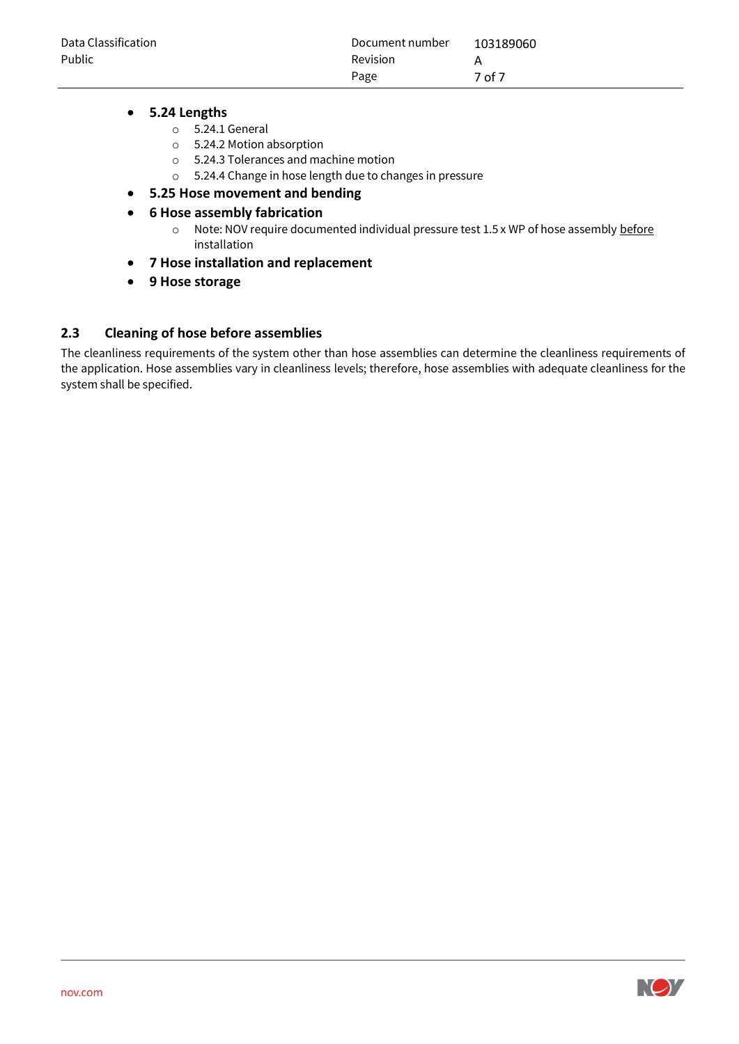- **5.24 Lengths**
    - 5.24.1 General
    - 5.24.2 Motion absorption
    - 5.24.3 Tolerances and machine motion
    - 5.24.4 Change in hose length due to changes in pressure
- **5.25 Hose movement and bending**
- **6 Hose assembly fabrication**
    - Note: NOV require documented individual pressure test 1.5 x WP of hose assembly <u>before</u> installation
- **7 Hose installation and replacement**
- **9 Hose storage**

## 2.3 Cleaning of hose before assemblies

The cleanliness requirements of the system other than hose assemblies can determine the cleanliness requirements of the application. Hose assemblies vary in cleanliness levels; therefore, hose assemblies with adequate cleanliness for the system shall be specified.